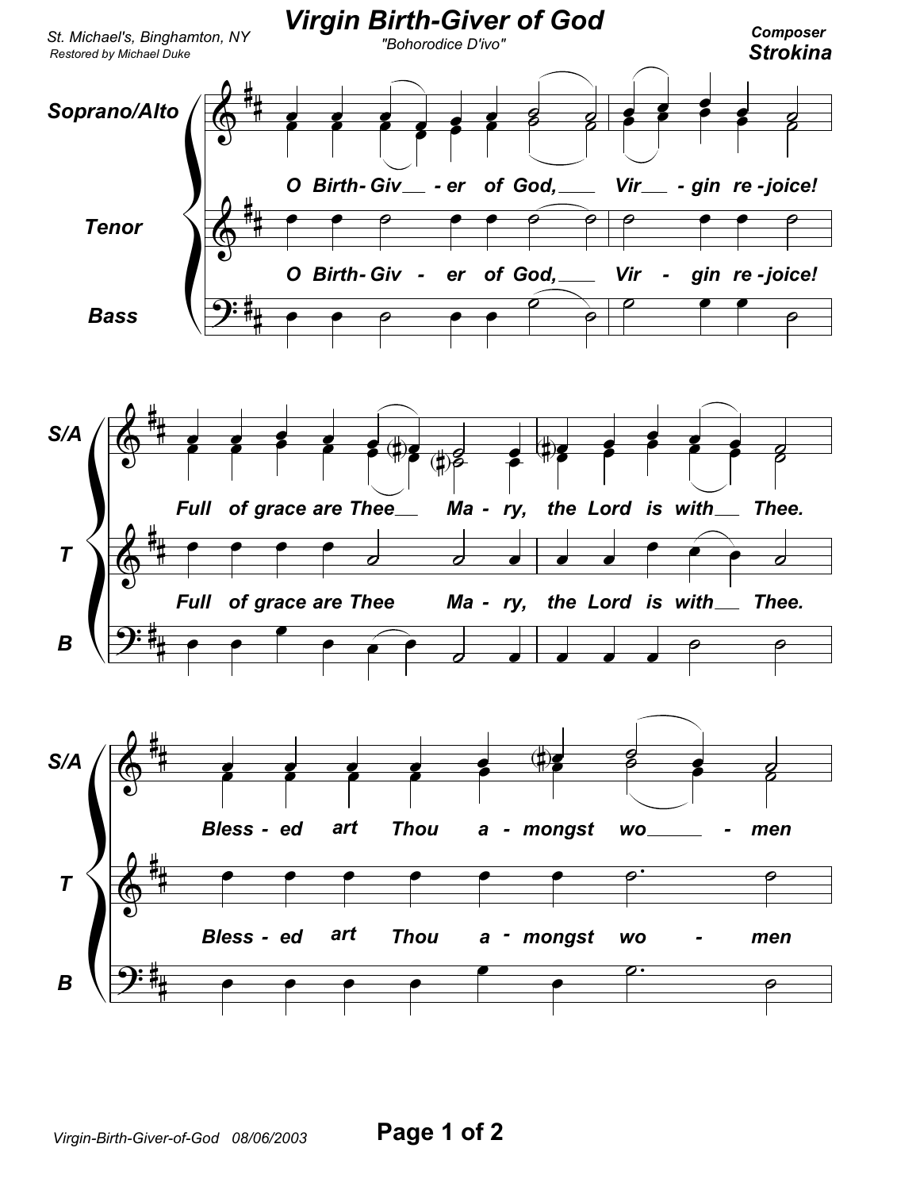# Virgin Birth-Giver of God

"Bohorodice D'ivo"

St. Michael's, Binghamton, NY
Restored by Michael Duke

Composer
**Strokina**

Soprano/Alto, Tenor, Bass

O Birth-Giver of God, Virgin rejoice!

Full of grace are Thee Mary, the Lord is with Thee.

Blessed art Thou amongst women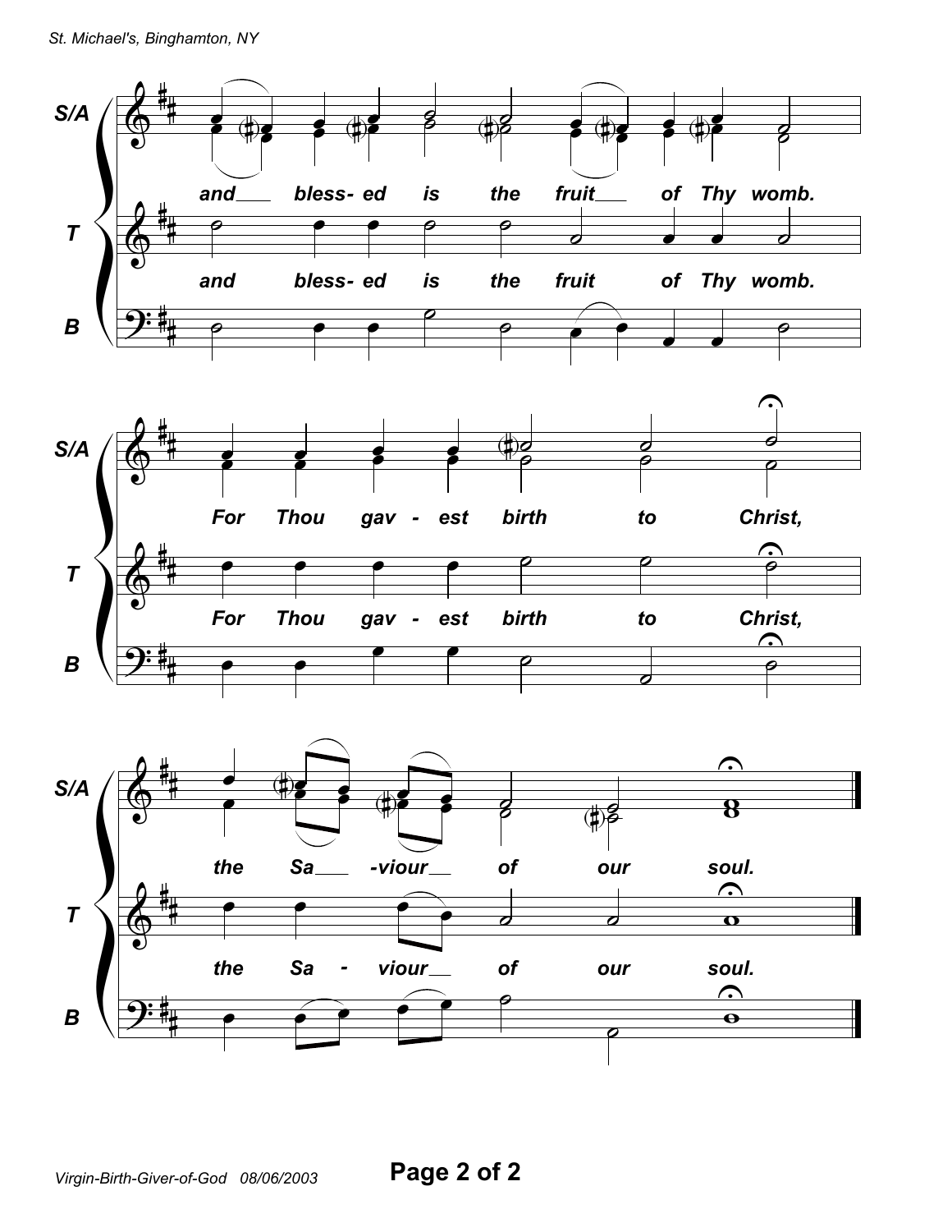S/A

and___ bless- ed is the fruit___ of Thy womb.

T

and bless- ed is the fruit of Thy womb.

B

S/A

For Thou gav - est birth to Christ,

T

For Thou gav - est birth to Christ,

B

S/A

the Sa___ -viour__ of our soul.

T

the Sa - viour__ of our soul.

B